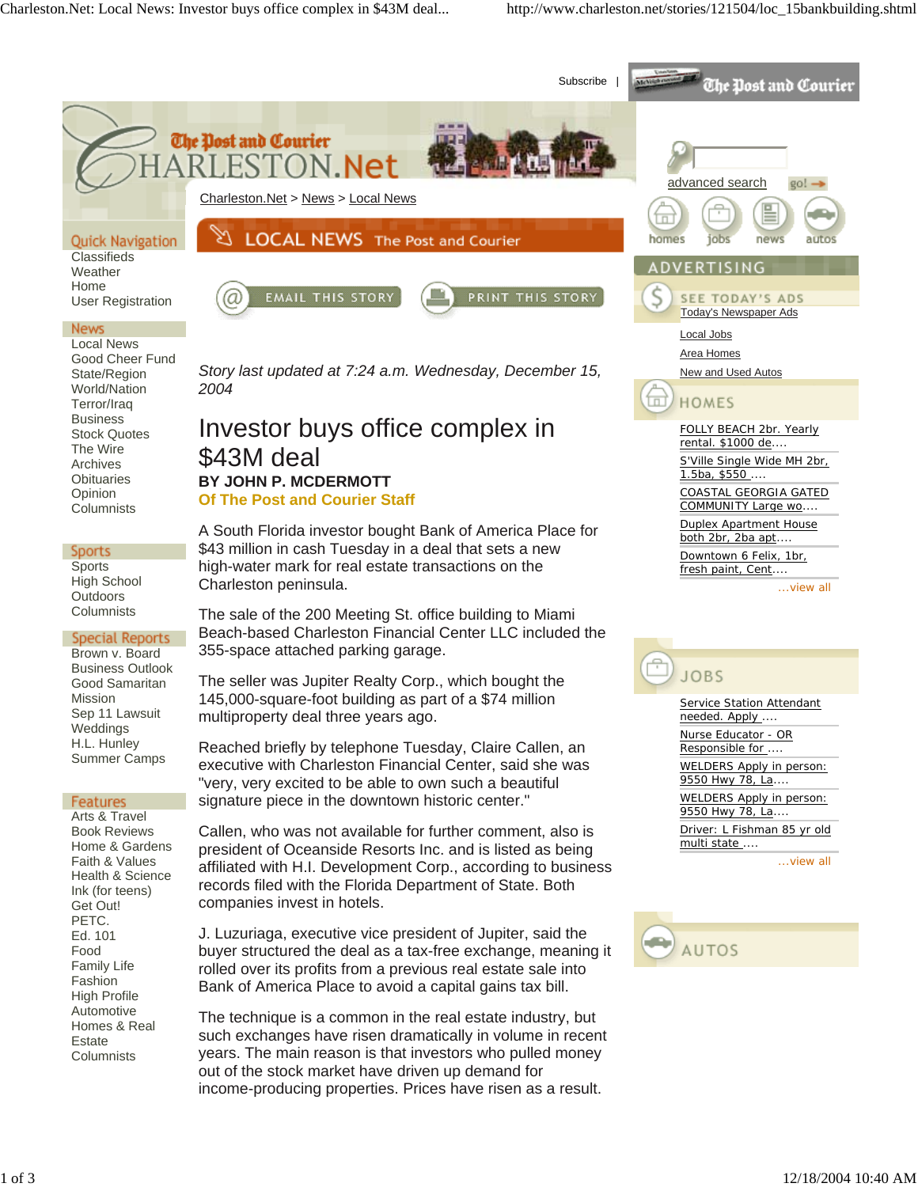*Story last updated at 7:24 a.m. Wednesday, December 15, 2004*

# Investor buys office complex in $43M deal

**BY JOHN P. MCDERMOTT**
**Of The Post and Courier Staff**

A South Florida investor bought Bank of America Place for $43 million in cash Tuesday in a deal that sets a new high-water mark for real estate transactions on the Charleston peninsula.

The sale of the 200 Meeting St. office building to Miami Beach-based Charleston Financial Center LLC included the 355-space attached parking garage.

The seller was Jupiter Realty Corp., which bought the 145,000-square-foot building as part of a $74 million multiproperty deal three years ago.

Reached briefly by telephone Tuesday, Claire Callen, an executive with Charleston Financial Center, said she was "very, very excited to be able to own such a beautiful signature piece in the downtown historic center."

Callen, who was not available for further comment, also is president of Oceanside Resorts Inc. and is listed as being affiliated with H.I. Development Corp., according to business records filed with the Florida Department of State. Both companies invest in hotels.

J. Luzuriaga, executive vice president of Jupiter, said the buyer structured the deal as a tax-free exchange, meaning it rolled over its profits from a previous real estate sale into Bank of America Place to avoid a capital gains tax bill.

The technique is a common in the real estate industry, but such exchanges have risen dramatically in volume in recent years. The main reason is that investors who pulled money out of the stock market have driven up demand for income-producing properties. Prices have risen as a result.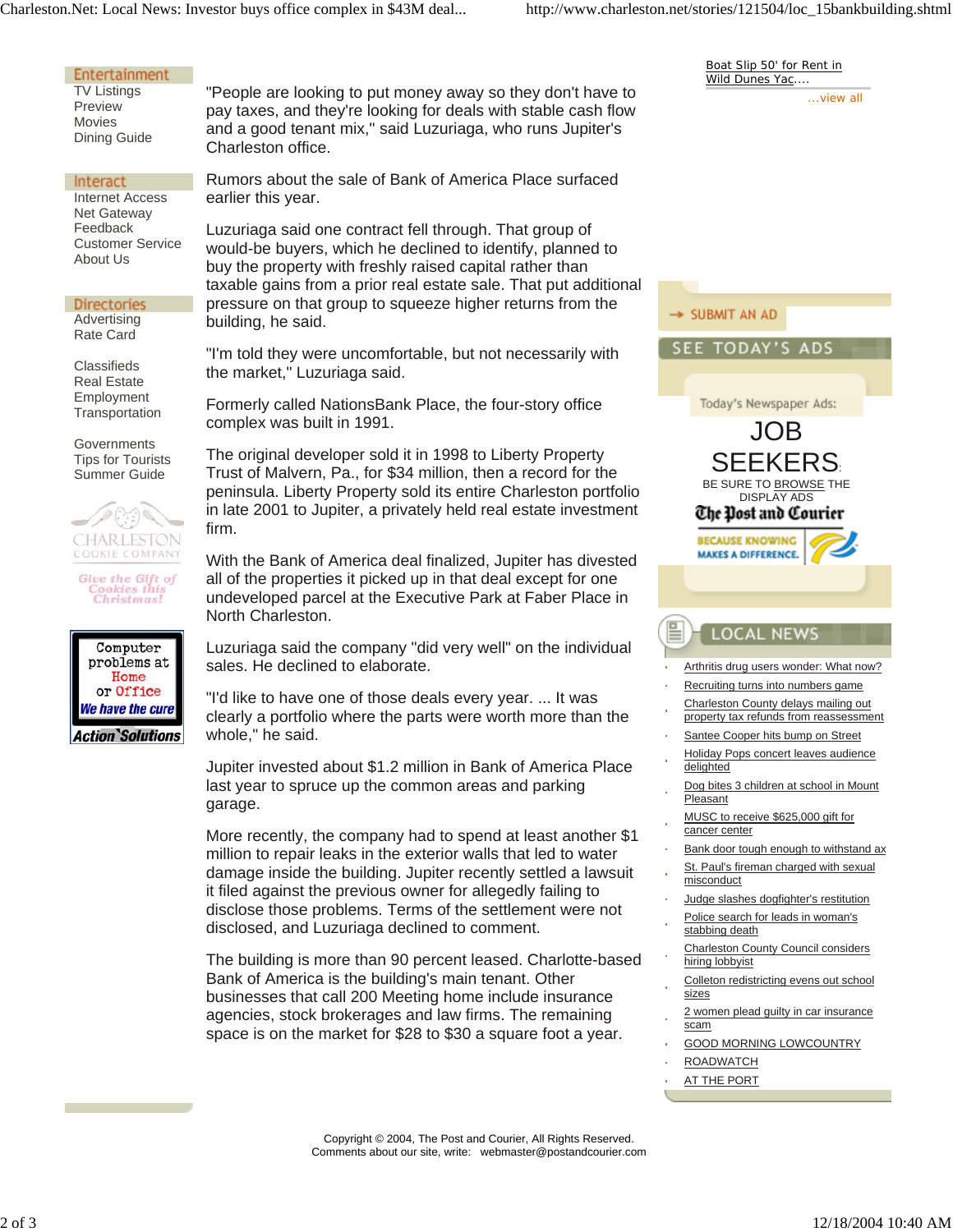"People are looking to put money away so they don't have to pay taxes, and they're looking for deals with stable cash flow and a good tenant mix," said Luzuriaga, who runs Jupiter's Charleston office.

Rumors about the sale of Bank of America Place surfaced earlier this year.

Luzuriaga said one contract fell through. That group of would-be buyers, which he declined to identify, planned to buy the property with freshly raised capital rather than taxable gains from a prior real estate sale. That put additional pressure on that group to squeeze higher returns from the building, he said.

"I'm told they were uncomfortable, but not necessarily with the market," Luzuriaga said.

Formerly called NationsBank Place, the four-story office complex was built in 1991.

The original developer sold it in 1998 to Liberty Property Trust of Malvern, Pa., for $34 million, then a record for the peninsula. Liberty Property sold its entire Charleston portfolio in late 2001 to Jupiter, a privately held real estate investment firm.

With the Bank of America deal finalized, Jupiter has divested all of the properties it picked up in that deal except for one undeveloped parcel at the Executive Park at Faber Place in North Charleston.

Luzuriaga said the company "did very well" on the individual sales. He declined to elaborate.

"I'd like to have one of those deals every year. ... It was clearly a portfolio where the parts were worth more than the whole," he said.

Jupiter invested about $1.2 million in Bank of America Place last year to spruce up the common areas and parking garage.

More recently, the company had to spend at least another $1 million to repair leaks in the exterior walls that led to water damage inside the building. Jupiter recently settled a lawsuit it filed against the previous owner for allegedly failing to disclose those problems. Terms of the settlement were not disclosed, and Luzuriaga declined to comment.

The building is more than 90 percent leased. Charlotte-based Bank of America is the building's main tenant. Other businesses that call 200 Meeting home include insurance agencies, stock brokerages and law firms. The remaining space is on the market for $28 to $30 a square foot a year.

Copyright © 2004, The Post and Courier, All Rights Reserved.
Comments about our site, write: webmaster@postandcourier.com